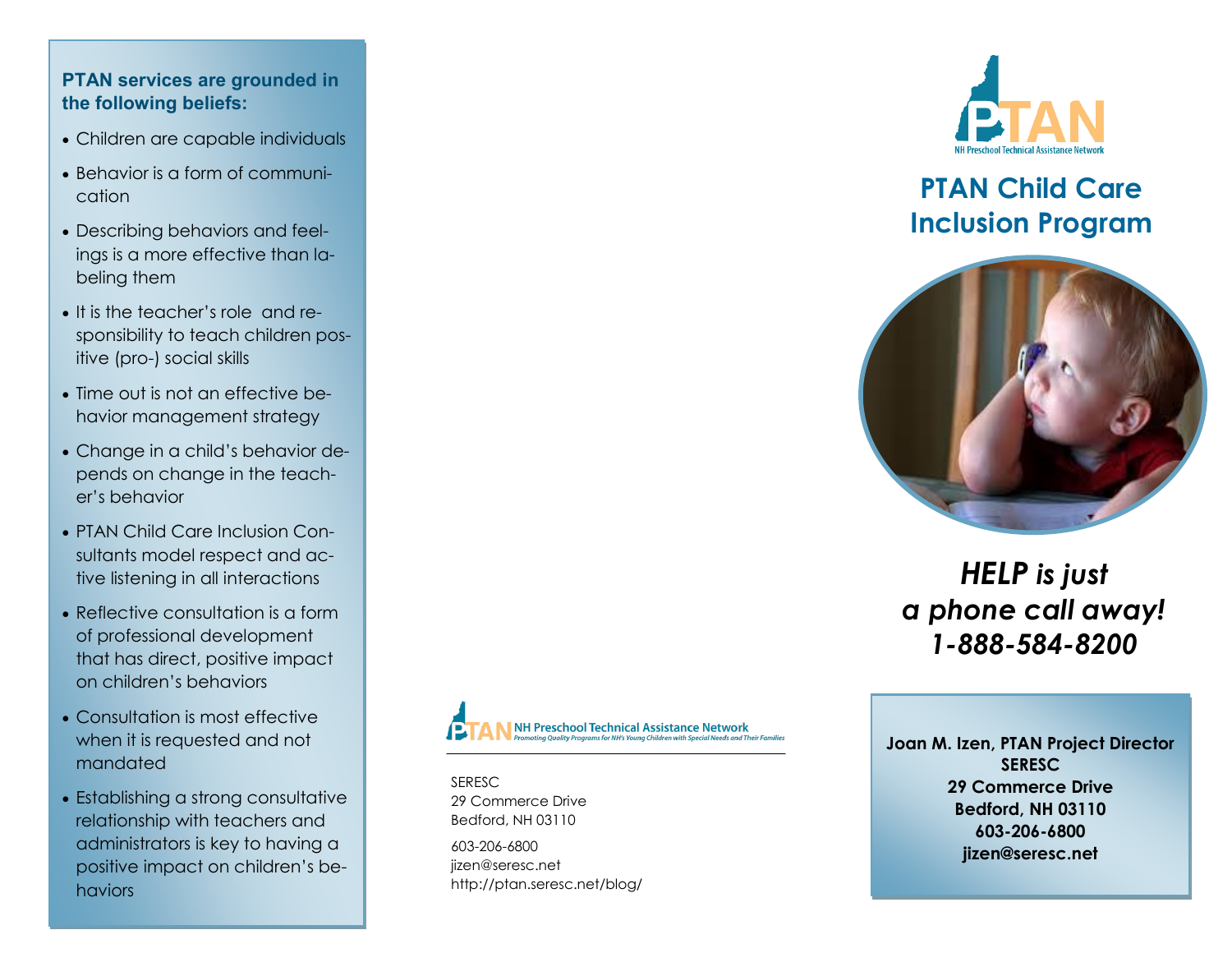**PTAN services are grounded in the following beliefs:**

- Children are capable individuals
- Behavior is a form of communication
- Describing behaviors and feelings is a more effective than labeling them
- It is the teacher's role and responsibility to teach children positive (pro-) social skills
- Time out is not an effective behavior management strategy
- Change in a child's behavior depends on change in the teacher's behavior
- PTAN Child Care Inclusion Consultants model respect and active listening in all interactions
- Reflective consultation is a form of professional development that has direct, positive impact on children's behaviors
- Consultation is most effective when it is requested and not mandated
- Establishing a strong consultative relationship with teachers and administrators is key to having a positive impact on children's behaviors

PTAN NH Preschool Technical Assistance Network
*Promoting Quality Programs for NH's Young Children with Special Needs and Their Families*

SERESC
29 Commerce Drive
Bedford, NH 03110

603-206-6800
jizen@seresc.net
http://ptan.seresc.net/blog/

PTAN
NH Preschool Technical Assistance Network

# PTAN Child Care Inclusion Program

***HELP is just a phone call away!***
***1-888-584-8200***

**Joan M. Izen, PTAN Project Director**
**SERESC**
**29 Commerce Drive**
**Bedford, NH 03110**
**603-206-6800**
**jizen@seresc.net**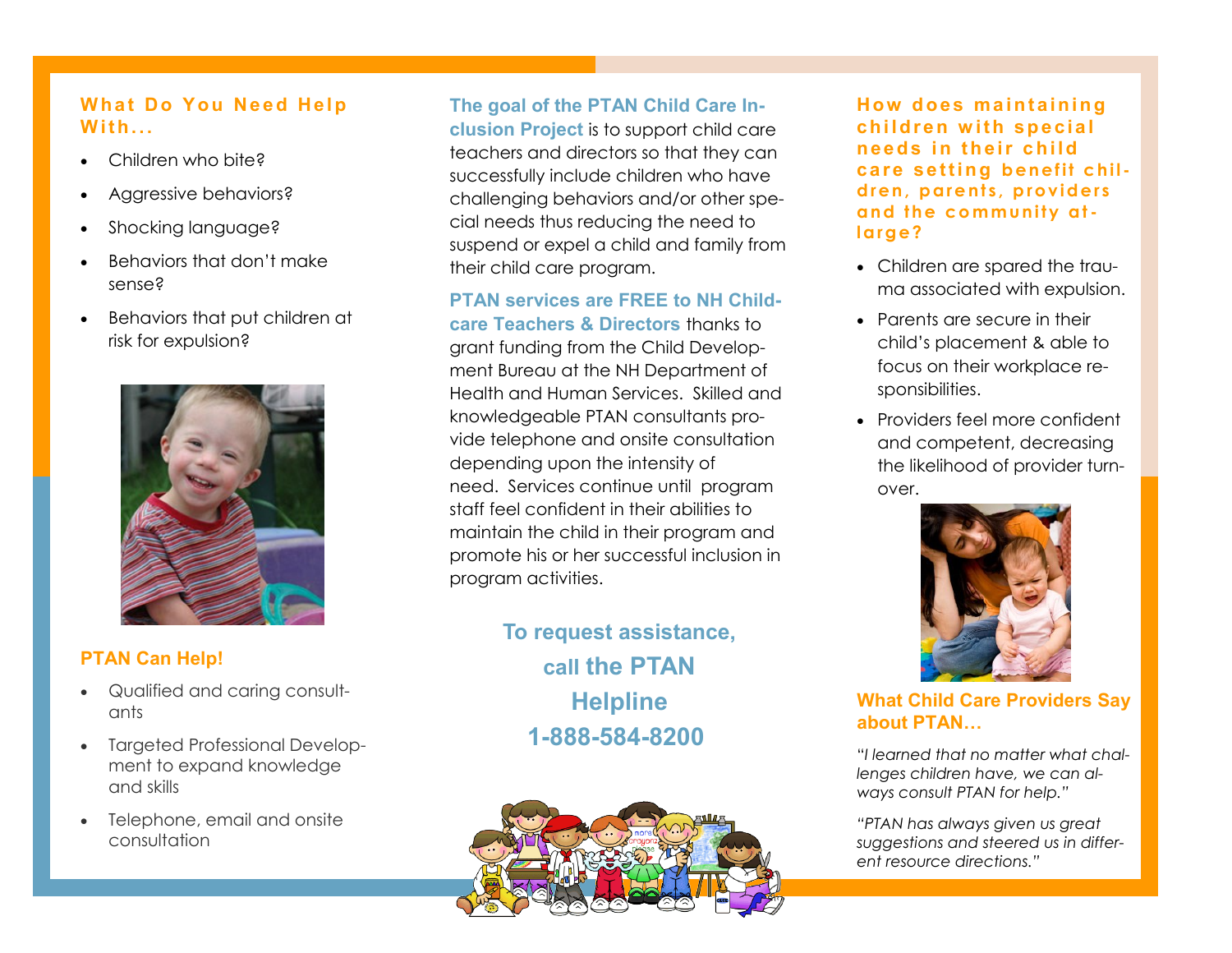## What Do You Need Help With...

- Children who bite?
- Aggressive behaviors?
- Shocking language?
- Behaviors that don't make sense?
- Behaviors that put children at risk for expulsion?

## PTAN Can Help!

- Qualified and caring consultants
- Targeted Professional Development to expand knowledge and skills
- Telephone, email and onsite consultation

**The goal of the PTAN Child Care Inclusion Project** is to support child care teachers and directors so that they can successfully include children who have challenging behaviors and/or other special needs thus reducing the need to suspend or expel a child and family from their child care program.

**PTAN services are FREE to NH Childcare Teachers & Directors** thanks to grant funding from the Child Development Bureau at the NH Department of Health and Human Services. Skilled and knowledgeable PTAN consultants provide telephone and onsite consultation depending upon the intensity of need. Services continue until program staff feel confident in their abilities to maintain the child in their program and promote his or her successful inclusion in program activities.

**To request assistance, call the PTAN Helpline 1-888-584-8200**

## How does maintaining children with special needs in their child care setting benefit children, parents, providers and the community at-large?

- Children are spared the trauma associated with expulsion.
- Parents are secure in their child's placement & able to focus on their workplace responsibilities.
- Providers feel more confident and competent, decreasing the likelihood of provider turnover.

## What Child Care Providers Say about PTAN...

*"I learned that no matter what challenges children have, we can always consult PTAN for help."*

*"PTAN has always given us great suggestions and steered us in different resource directions."*